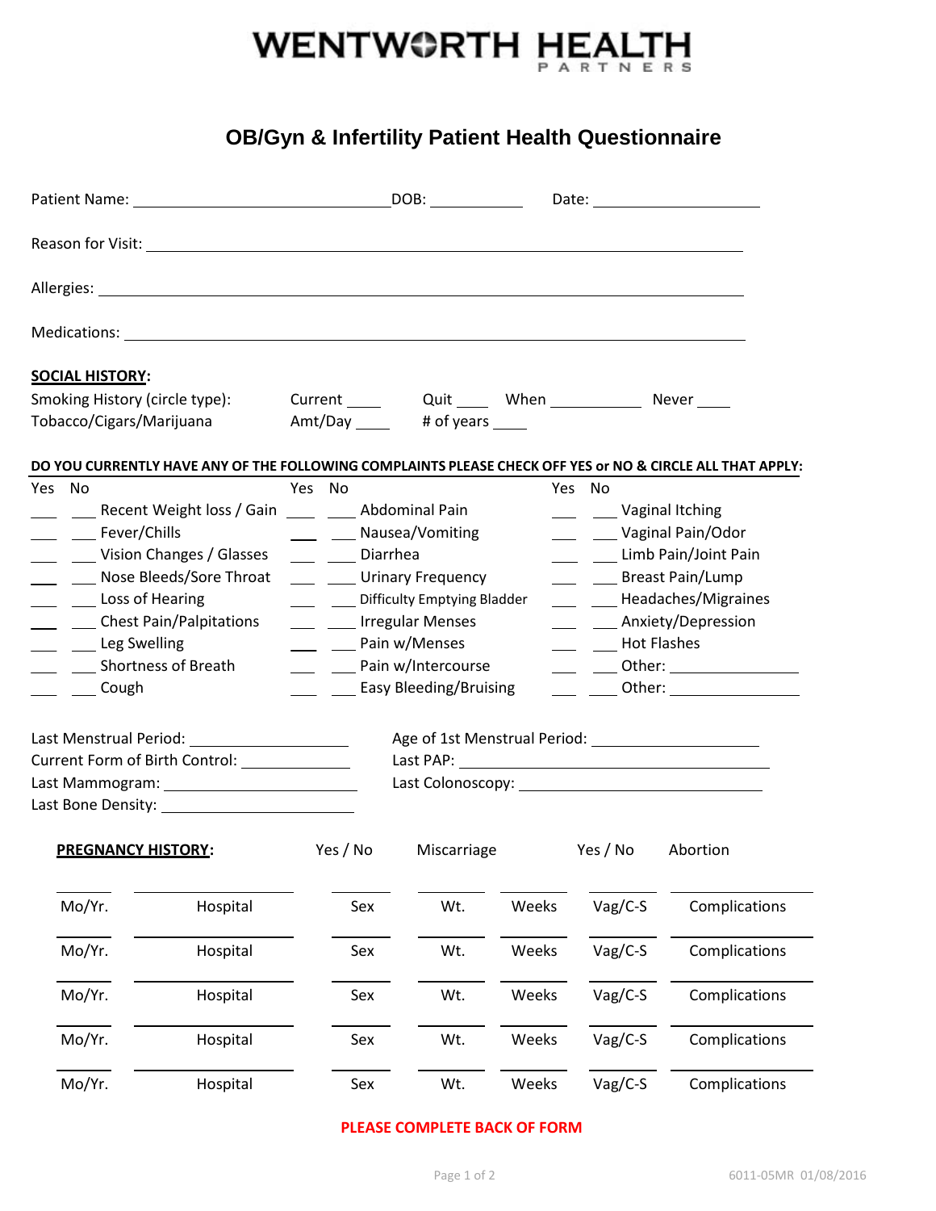# WENTWORTH HEALTH PARTNERS

## OB/Gyn & Infertility Patient Health Questionnaire

Patient Name: ______________________________ DOB: ___________ Date: ____________________

Reason for Visit: ________________________________________________________________________

Allergies: ________________________________________________________________________________

Medications: _____________________________________________________________________________

**SOCIAL HISTORY:**

Smoking History (circle type): Current ____ Quit ____ When __________ Never ____

Tobacco/Cigars/Marijuana Amt/Day ____ # of years ____

**DO YOU CURRENTLY HAVE ANY OF THE FOLLOWING COMPLAINTS PLEASE CHECK OFF YES or NO & CIRCLE ALL THAT APPLY:**

| Yes | No | | Yes | No | | Yes | No | |
|---|---|---|---|---|---|---|---|---|
| ___ | ___ | Recent Weight loss / Gain | ___ | ___ | Abdominal Pain | ___ | ___ | Vaginal Itching |
| ___ | ___ | Fever/Chills | ___ | ___ | Nausea/Vomiting | ___ | ___ | Vaginal Pain/Odor |
| ___ | ___ | Vision Changes / Glasses | ___ | ___ | Diarrhea | ___ | ___ | Limb Pain/Joint Pain |
| ___ | ___ | Nose Bleeds/Sore Throat | ___ | ___ | Urinary Frequency | ___ | ___ | Breast Pain/Lump |
| ___ | ___ | Loss of Hearing | ___ | ___ | Difficulty Emptying Bladder | ___ | ___ | Headaches/Migraines |
| ___ | ___ | Chest Pain/Palpitations | ___ | ___ | Irregular Menses | ___ | ___ | Anxiety/Depression |
| ___ | ___ | Leg Swelling | ___ | ___ | Pain w/Menses | ___ | ___ | Hot Flashes |
| ___ | ___ | Shortness of Breath | ___ | ___ | Pain w/Intercourse | ___ | ___ | Other: ______________ |
| ___ | ___ | Cough | ___ | ___ | Easy Bleeding/Bruising | ___ | ___ | Other: ______________ |

Last Menstrual Period: __________________ Age of 1st Menstrual Period: __________________

Current Form of Birth Control: ____________ Last PAP: ______________________________

Last Mammogram: ____________________ Last Colonoscopy: __________________________

Last Bone Density: ____________________

**PREGNANCY HISTORY:** Yes / No Miscarriage Yes / No Abortion

| Mo/Yr. | Hospital | Sex | Wt. | Weeks | Vag/C-S | Complications |
|---|---|---|---|---|---|---|
| | | | | | | |
| | | | | | | |
| | | | | | | |
| | | | | | | |
| | | | | | | |

**PLEASE COMPLETE BACK OF FORM**

6011-05MR 01/08/2016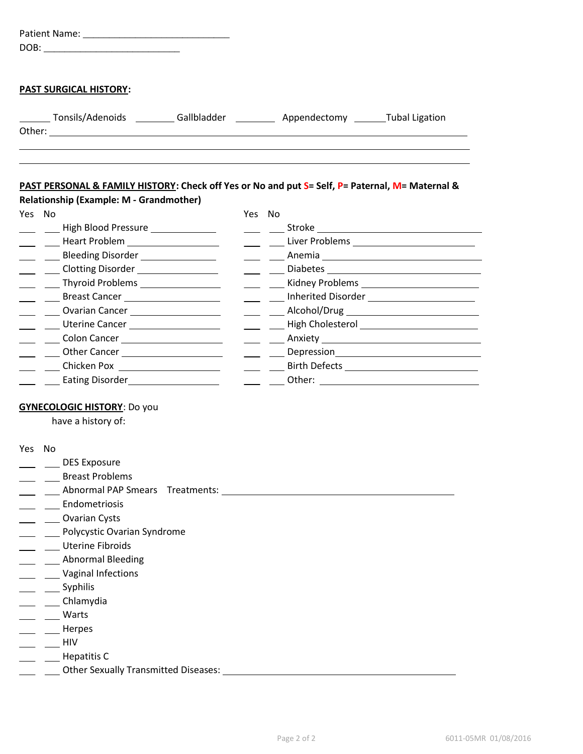Patient Name: ____________________________
DOB: __________________________

**PAST SURGICAL HISTORY:**

______ Tonsils/Adenoids ________ Gallbladder ________ Appendectomy ______Tubal Ligation

Other: ________________________________________________________________________

________________________________________________________________________________

________________________________________________________________________________

**PAST PERSONAL & FAMILY HISTORY: Check off Yes or No and put S= Self, P= Paternal, M= Maternal & Relationship (Example: M - Grandmother)**

| Yes | No | | Yes | No | |
|---|---|---|---|---|---|
| ___ | ___ | High Blood Pressure ____________ | ___ | ___ | Stroke ____________ |
| ___ | ___ | Heart Problem ____________ | ___ | ___ | Liver Problems ____________ |
| ___ | ___ | Bleeding Disorder ____________ | ___ | ___ | Anemia ____________ |
| ___ | ___ | Clotting Disorder ____________ | ___ | ___ | Diabetes ____________ |
| ___ | ___ | Thyroid Problems ____________ | ___ | ___ | Kidney Problems ____________ |
| ___ | ___ | Breast Cancer ____________ | ___ | ___ | Inherited Disorder ____________ |
| ___ | ___ | Ovarian Cancer ____________ | ___ | ___ | Alcohol/Drug ____________ |
| ___ | ___ | Uterine Cancer ____________ | ___ | ___ | High Cholesterol ____________ |
| ___ | ___ | Colon Cancer ____________ | ___ | ___ | Anxiety ____________ |
| ___ | ___ | Other Cancer ____________ | ___ | ___ | Depression____________ |
| ___ | ___ | Chicken Pox ____________ | ___ | ___ | Birth Defects ____________ |
| ___ | ___ | Eating Disorder____________ | ___ | ___ | Other: ____________ |

**GYNECOLOGIC HISTORY**: Do you have a history of:

| Yes | No | |
|---|---|---|
| ___ | ___ | DES Exposure |
| ___ | ___ | Breast Problems |
| ___ | ___ | Abnormal PAP Smears Treatments: ______________________________ |
| ___ | ___ | Endometriosis |
| ___ | ___ | Ovarian Cysts |
| ___ | ___ | Polycystic Ovarian Syndrome |
| ___ | ___ | Uterine Fibroids |
| ___ | ___ | Abnormal Bleeding |
| ___ | ___ | Vaginal Infections |
| ___ | ___ | Syphilis |
| ___ | ___ | Chlamydia |
| ___ | ___ | Warts |
| ___ | ___ | Herpes |
| ___ | ___ | HIV |
| ___ | ___ | Hepatitis C |
| ___ | ___ | Other Sexually Transmitted Diseases: ______________________________ |

6011-05MR 01/08/2016